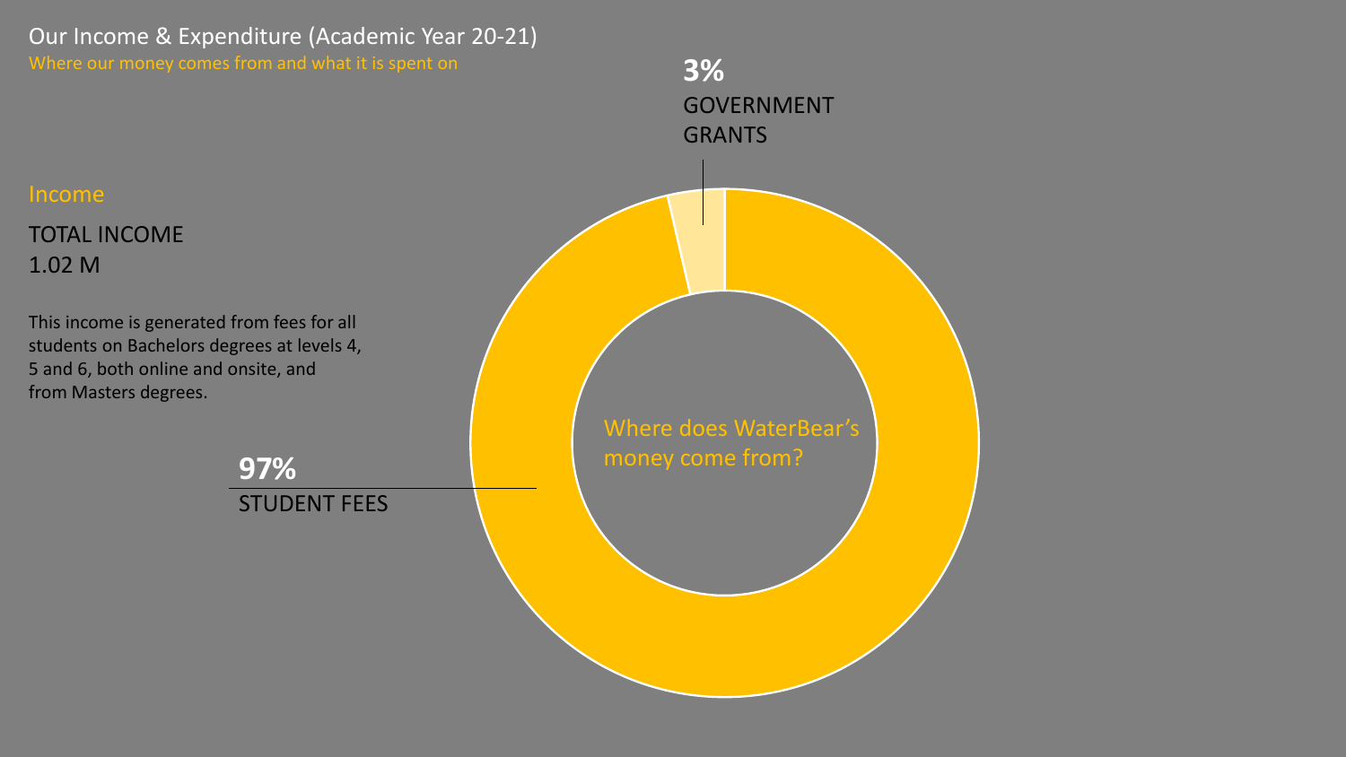# Our Income & Expenditure (Academic Year 20-21)

Where our money comes from and what it is spent on

## Income

TOTAL INCOME
1.02 M

This income is generated from fees for all students on Bachelors degrees at levels 4, 5 and 6, both online and onsite, and from Masters degrees.

Where does WaterBear's money come from?

**97%**
STUDENT FEES

**3%**
GOVERNMENT GRANTS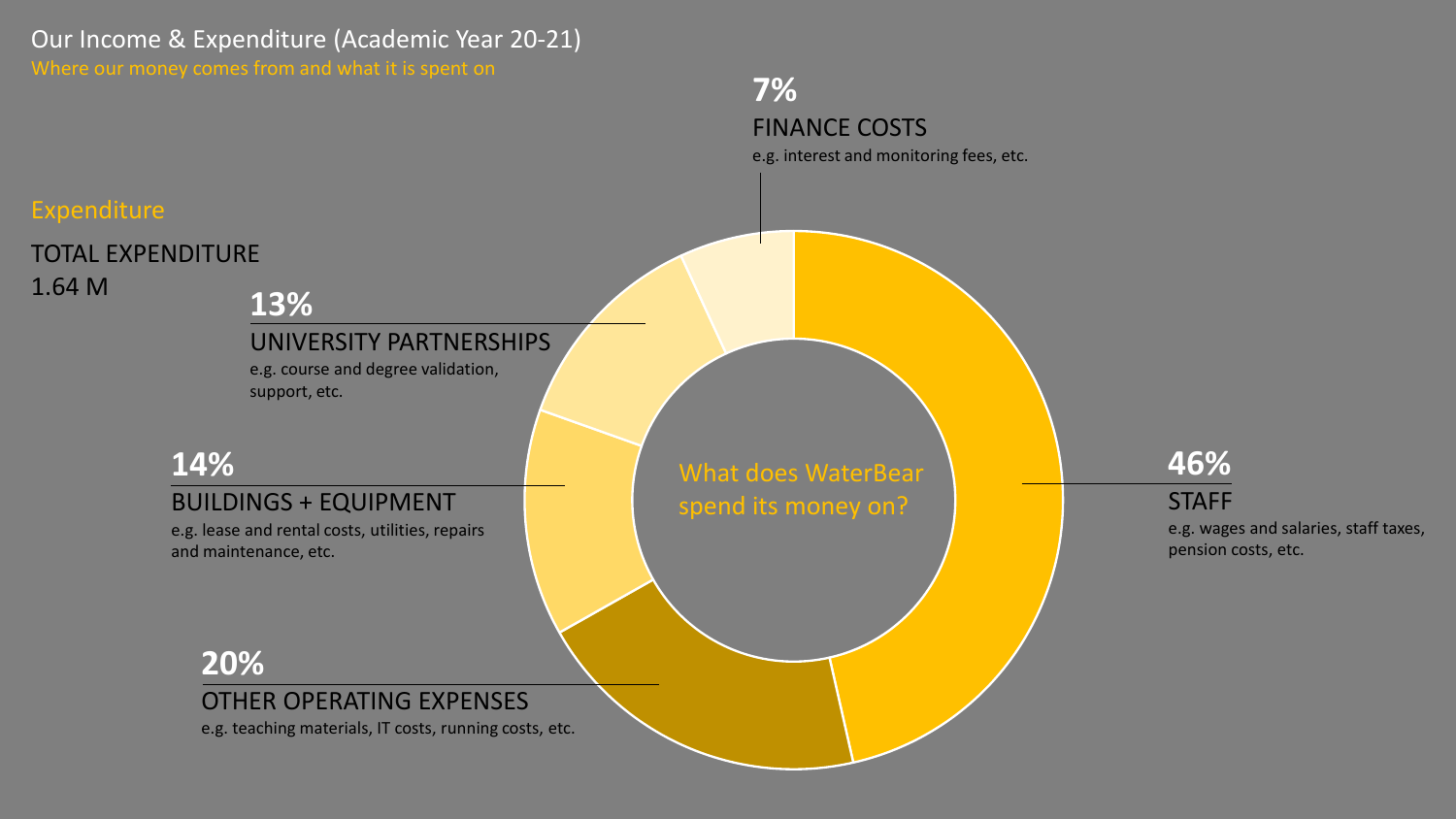# Our Income & Expenditure (Academic Year 20-21)

Where our money comes from and what it is spent on

## Expenditure

TOTAL EXPENDITURE

1.64 M

What does WaterBear spend its money on?

**7%**

FINANCE COSTS

e.g. interest and monitoring fees, etc.

**13%**

UNIVERSITY PARTNERSHIPS

e.g. course and degree validation, support, etc.

**14%**

BUILDINGS + EQUIPMENT

e.g. lease and rental costs, utilities, repairs and maintenance, etc.

**20%**

OTHER OPERATING EXPENSES

e.g. teaching materials, IT costs, running costs, etc.

**46%**

STAFF

e.g. wages and salaries, staff taxes, pension costs, etc.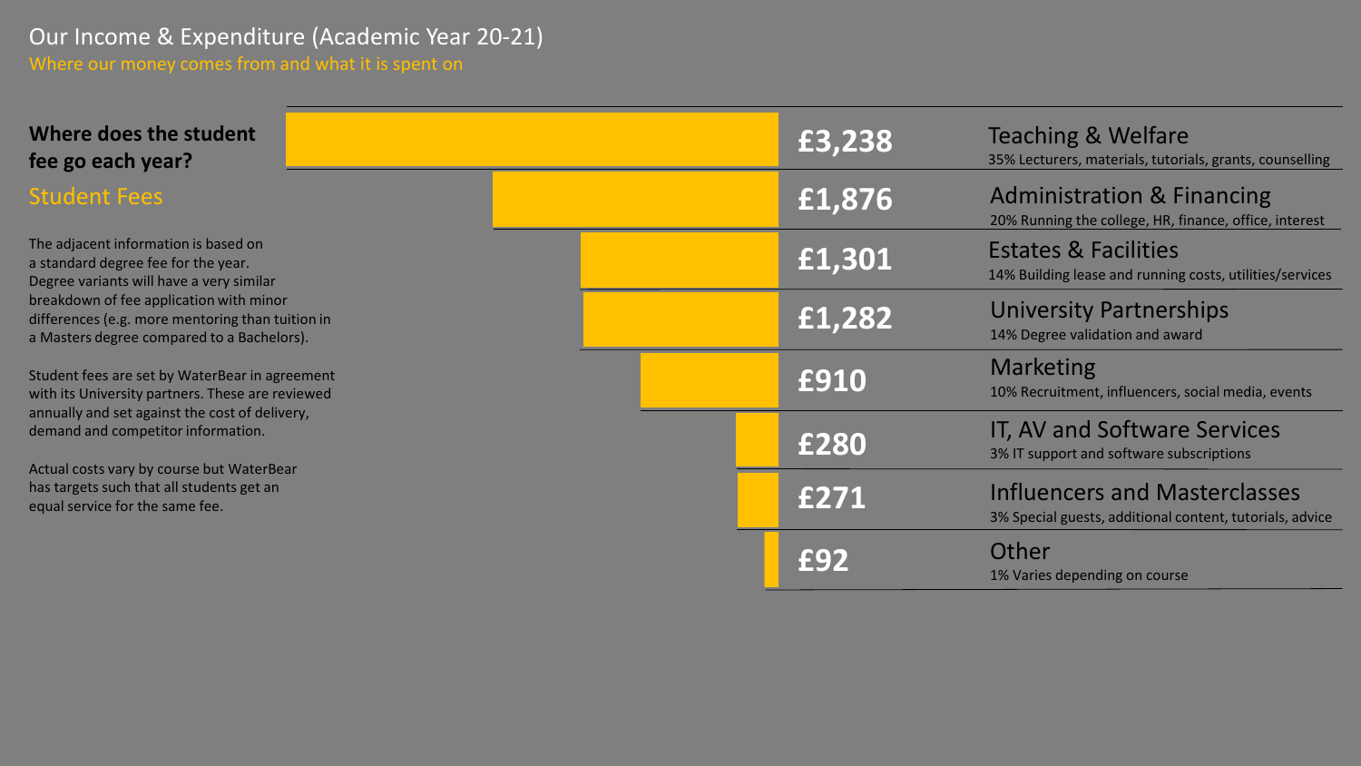# Our Income & Expenditure (Academic Year 20-21)

Where our money comes from and what it is spent on

**Where does the student fee go each year?**

## Student Fees

The adjacent information is based on a standard degree fee for the year. Degree variants will have a very similar breakdown of fee application with minor differences (e.g. more mentoring than tuition in a Masters degree compared to a Bachelors).

Student fees are set by WaterBear in agreement with its University partners. These are reviewed annually and set against the cost of delivery, demand and competitor information.

Actual costs vary by course but WaterBear has targets such that all students get an equal service for the same fee.

**£3,238**
Teaching & Welfare
35% Lecturers, materials, tutorials, grants, counselling

**£1,876**
Administration & Financing
20% Running the college, HR, finance, office, interest

**£1,301**
Estates & Facilities
14% Building lease and running costs, utilities/services

**£1,282**
University Partnerships
14% Degree validation and award

**£910**
Marketing
10% Recruitment, influencers, social media, events

**£280**
IT, AV and Software Services
3% IT support and software subscriptions

**£271**
Influencers and Masterclasses
3% Special guests, additional content, tutorials, advice

**£92**
Other
1% Varies depending on course